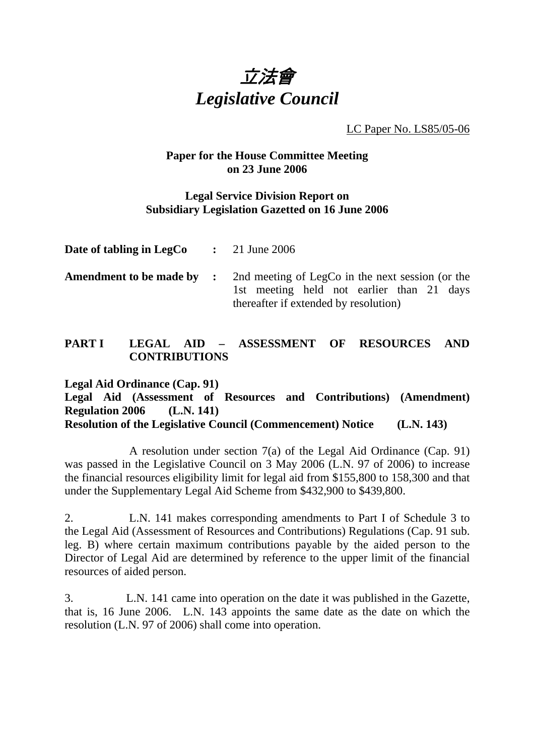# 立法會
# *Legislative Council*

LC Paper No. LS85/05-06

**Paper for the House Committee Meeting on 23 June 2006**

**Legal Service Division Report on Subsidiary Legislation Gazetted on 16 June 2006**

| | | |
|---|---|---|
| **Date of tabling in LegCo** | **:** | 21 June 2006 |
| **Amendment to be made by** | **:** | 2nd meeting of LegCo in the next session (or the 1st meeting held not earlier than 21 days thereafter if extended by resolution) |

## PART I LEGAL AID – ASSESSMENT OF RESOURCES AND CONTRIBUTIONS

**Legal Aid Ordinance (Cap. 91)**
**Legal Aid (Assessment of Resources and Contributions) (Amendment) Regulation 2006 (L.N. 141)**
**Resolution of the Legislative Council (Commencement) Notice (L.N. 143)**

A resolution under section 7(a) of the Legal Aid Ordinance (Cap. 91) was passed in the Legislative Council on 3 May 2006 (L.N. 97 of 2006) to increase the financial resources eligibility limit for legal aid from $155,800 to 158,300 and that under the Supplementary Legal Aid Scheme from $432,900 to $439,800.

2. L.N. 141 makes corresponding amendments to Part I of Schedule 3 to the Legal Aid (Assessment of Resources and Contributions) Regulations (Cap. 91 sub. leg. B) where certain maximum contributions payable by the aided person to the Director of Legal Aid are determined by reference to the upper limit of the financial resources of aided person.

3. L.N. 141 came into operation on the date it was published in the Gazette, that is, 16 June 2006. L.N. 143 appoints the same date as the date on which the resolution (L.N. 97 of 2006) shall come into operation.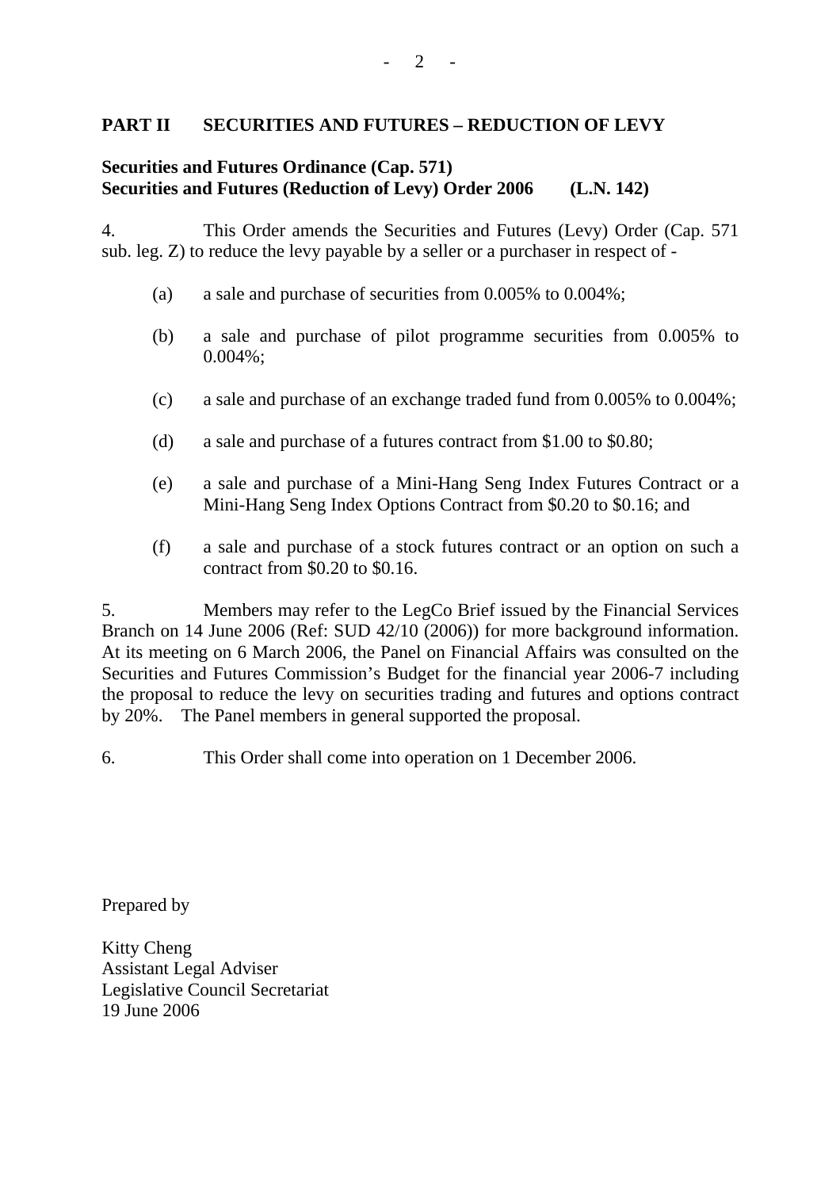## PART II SECURITIES AND FUTURES – REDUCTION OF LEVY

**Securities and Futures Ordinance (Cap. 571)**
**Securities and Futures (Reduction of Levy) Order 2006 (L.N. 142)**

4. This Order amends the Securities and Futures (Levy) Order (Cap. 571 sub. leg. Z) to reduce the levy payable by a seller or a purchaser in respect of -

(a) a sale and purchase of securities from 0.005% to 0.004%;

(b) a sale and purchase of pilot programme securities from 0.005% to 0.004%;

(c) a sale and purchase of an exchange traded fund from 0.005% to 0.004%;

(d) a sale and purchase of a futures contract from $1.00 to $0.80;

(e) a sale and purchase of a Mini-Hang Seng Index Futures Contract or a Mini-Hang Seng Index Options Contract from $0.20 to $0.16; and

(f) a sale and purchase of a stock futures contract or an option on such a contract from $0.20 to $0.16.

5. Members may refer to the LegCo Brief issued by the Financial Services Branch on 14 June 2006 (Ref: SUD 42/10 (2006)) for more background information. At its meeting on 6 March 2006, the Panel on Financial Affairs was consulted on the Securities and Futures Commission's Budget for the financial year 2006-7 including the proposal to reduce the levy on securities trading and futures and options contract by 20%. The Panel members in general supported the proposal.

6. This Order shall come into operation on 1 December 2006.

Prepared by

Kitty Cheng
Assistant Legal Adviser
Legislative Council Secretariat
19 June 2006